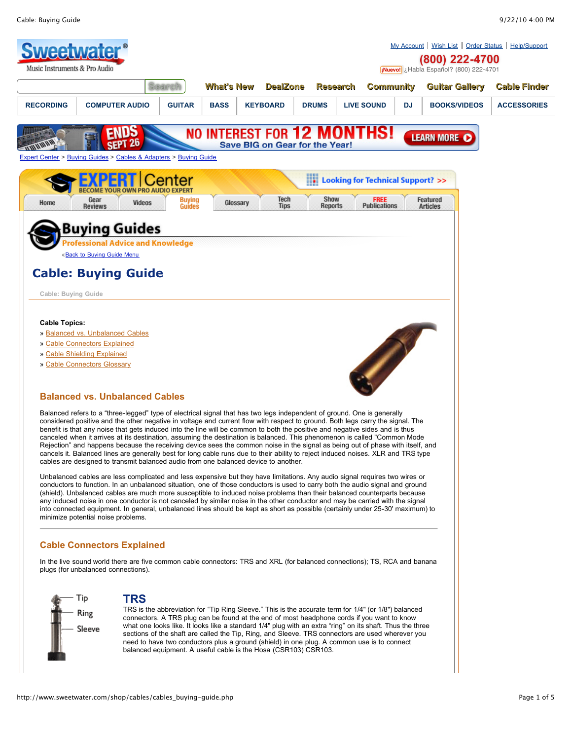Sweetwater® Music Instruments & Pro Audio

My Account | Wish List | Order Status | Help/Support

(800) 222-4700

¡Nuevo! ¿Habla Español? (800) 222-4701

Search | What's New | DealZone | Research | Community | Guitar Gallery | Cable Finder

RECORDING | COMPUTER AUDIO | GUITAR | BASS | KEYBOARD | DRUMS | LIVE SOUND | DJ | BOOKS/VIDEOS | ACCESSORIES

ENDS SEPT 26 NO INTEREST FOR 12 MONTHS! Save BIG on Gear for the Year! LEARN MORE

Expert Center > Buying Guides > Cables & Adapters > Buying Guide

EXPERT Center BECOME YOUR OWN PRO AUDIO EXPERT

Looking for Technical Support? >>

Home | Gear Reviews | Videos | Buying Guides | Glossary | Tech Tips | Show Reports | FREE Publications | Featured Articles

# Buying Guides

**Professional Advice and Knowledge**

«Back to Buying Guide Menu

# Cable: Buying Guide

Cable: Buying Guide

**Cable Topics:**

- » Balanced vs. Unbalanced Cables
- » Cable Connectors Explained
- » Cable Shielding Explained
- » Cable Connectors Glossary

## Balanced vs. Unbalanced Cables

Balanced refers to a "three-legged" type of electrical signal that has two legs independent of ground. One is generally considered positive and the other negative in voltage and current flow with respect to ground. Both legs carry the signal. The benefit is that any noise that gets induced into the line will be common to both the positive and negative sides and is thus canceled when it arrives at its destination, assuming the destination is balanced. This phenomenon is called "Common Mode Rejection" and happens because the receiving device sees the common noise in the signal as being out of phase with itself, and cancels it. Balanced lines are generally best for long cable runs due to their ability to reject induced noises. XLR and TRS type cables are designed to transmit balanced audio from one balanced device to another.

Unbalanced cables are less complicated and less expensive but they have limitations. Any audio signal requires two wires or conductors to function. In an unbalanced situation, one of those conductors is used to carry both the audio signal and ground (shield). Unbalanced cables are much more susceptible to induced noise problems than their balanced counterparts because any induced noise in one conductor is not canceled by similar noise in the other conductor and may be carried with the signal into connected equipment. In general, unbalanced lines should be kept as short as possible (certainly under 25-30' maximum) to minimize potential noise problems.

## Cable Connectors Explained

In the live sound world there are five common cable connectors: TRS and XRL (for balanced connections); TS, RCA and banana plugs (for unbalanced connections).

Tip

Ring

Sleeve

### TRS

TRS is the abbreviation for "Tip Ring Sleeve." This is the accurate term for 1/4" (or 1/8") balanced connectors. A TRS plug can be found at the end of most headphone cords if you want to know what one looks like. It looks like a standard 1/4" plug with an extra "ring" on its shaft. Thus the three sections of the shaft are called the Tip, Ring, and Sleeve. TRS connectors are used wherever you need to have two conductors plus a ground (shield) in one plug. A common use is to connect balanced equipment. A useful cable is the Hosa (CSR103) CSR103.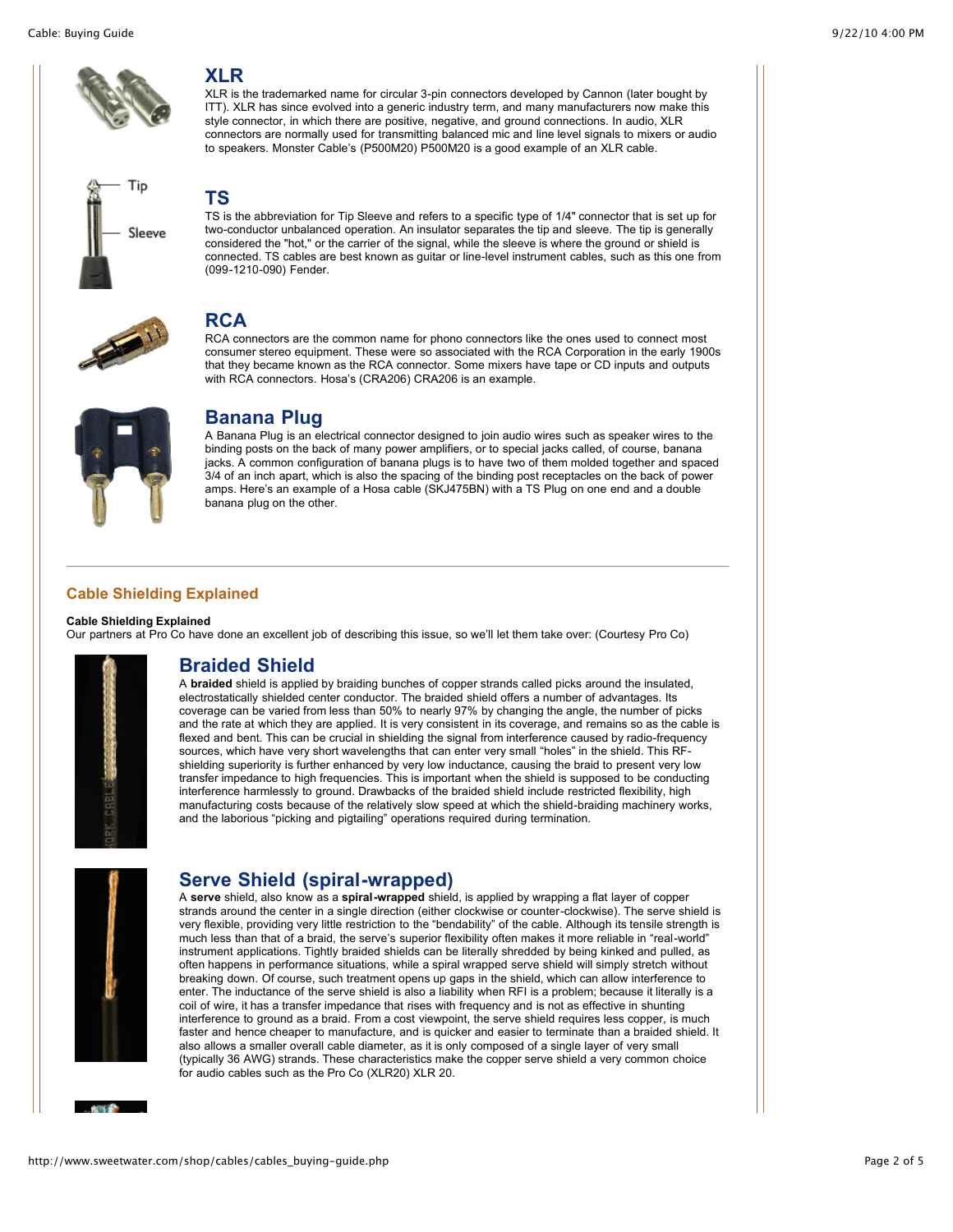## XLR

XLR is the trademarked name for circular 3-pin connectors developed by Cannon (later bought by ITT). XLR has since evolved into a generic industry term, and many manufacturers now make this style connector, in which there are positive, negative, and ground connections. In audio, XLR connectors are normally used for transmitting balanced mic and line level signals to mixers or audio to speakers. Monster Cable's (P500M20) P500M20 is a good example of an XLR cable.

## TS

TS is the abbreviation for Tip Sleeve and refers to a specific type of 1/4" connector that is set up for two-conductor unbalanced operation. An insulator separates the tip and sleeve. The tip is generally considered the "hot," or the carrier of the signal, while the sleeve is where the ground or shield is connected. TS cables are best known as guitar or line-level instrument cables, such as this one from (099-1210-090) Fender.

## RCA

RCA connectors are the common name for phono connectors like the ones used to connect most consumer stereo equipment. These were so associated with the RCA Corporation in the early 1900s that they became known as the RCA connector. Some mixers have tape or CD inputs and outputs with RCA connectors. Hosa's (CRA206) CRA206 is an example.

## Banana Plug

A Banana Plug is an electrical connector designed to join audio wires such as speaker wires to the binding posts on the back of many power amplifiers, or to special jacks called, of course, banana jacks. A common configuration of banana plugs is to have two of them molded together and spaced 3/4 of an inch apart, which is also the spacing of the binding post receptacles on the back of power amps. Here's an example of a Hosa cable (SKJ475BN) with a TS Plug on one end and a double banana plug on the other.

---

### Cable Shielding Explained

**Cable Shielding Explained**

Our partners at Pro Co have done an excellent job of describing this issue, so we'll let them take over: (Courtesy Pro Co)

## Braided Shield

A **braided** shield is applied by braiding bunches of copper strands called picks around the insulated, electrostatically shielded center conductor. The braided shield offers a number of advantages. Its coverage can be varied from less than 50% to nearly 97% by changing the angle, the number of picks and the rate at which they are applied. It is very consistent in its coverage, and remains so as the cable is flexed and bent. This can be crucial in shielding the signal from interference caused by radio-frequency sources, which have very short wavelengths that can enter very small "holes" in the shield. This RF-shielding superiority is further enhanced by very low inductance, causing the braid to present very low transfer impedance to high frequencies. This is important when the shield is supposed to be conducting interference harmlessly to ground. Drawbacks of the braided shield include restricted flexibility, high manufacturing costs because of the relatively slow speed at which the shield-braiding machinery works, and the laborious "picking and pigtailing" operations required during termination.

## Serve Shield (spiral-wrapped)

A **serve** shield, also know as a **spiral-wrapped** shield, is applied by wrapping a flat layer of copper strands around the center in a single direction (either clockwise or counter-clockwise). The serve shield is very flexible, providing very little restriction to the "bendability" of the cable. Although its tensile strength is much less than that of a braid, the serve's superior flexibility often makes it more reliable in "real-world" instrument applications. Tightly braided shields can be literally shredded by being kinked and pulled, as often happens in performance situations, while a spiral wrapped serve shield will simply stretch without breaking down. Of course, such treatment opens up gaps in the shield, which can allow interference to enter. The inductance of the serve shield is also a liability when RFI is a problem; because it literally is a coil of wire, it has a transfer impedance that rises with frequency and is not as effective in shunting interference to ground as a braid. From a cost viewpoint, the serve shield requires less copper, is much faster and hence cheaper to manufacture, and is quicker and easier to terminate than a braided shield. It also allows a smaller overall cable diameter, as it is only composed of a single layer of very small (typically 36 AWG) strands. These characteristics make the copper serve shield a very common choice for audio cables such as the Pro Co (XLR20) XLR 20.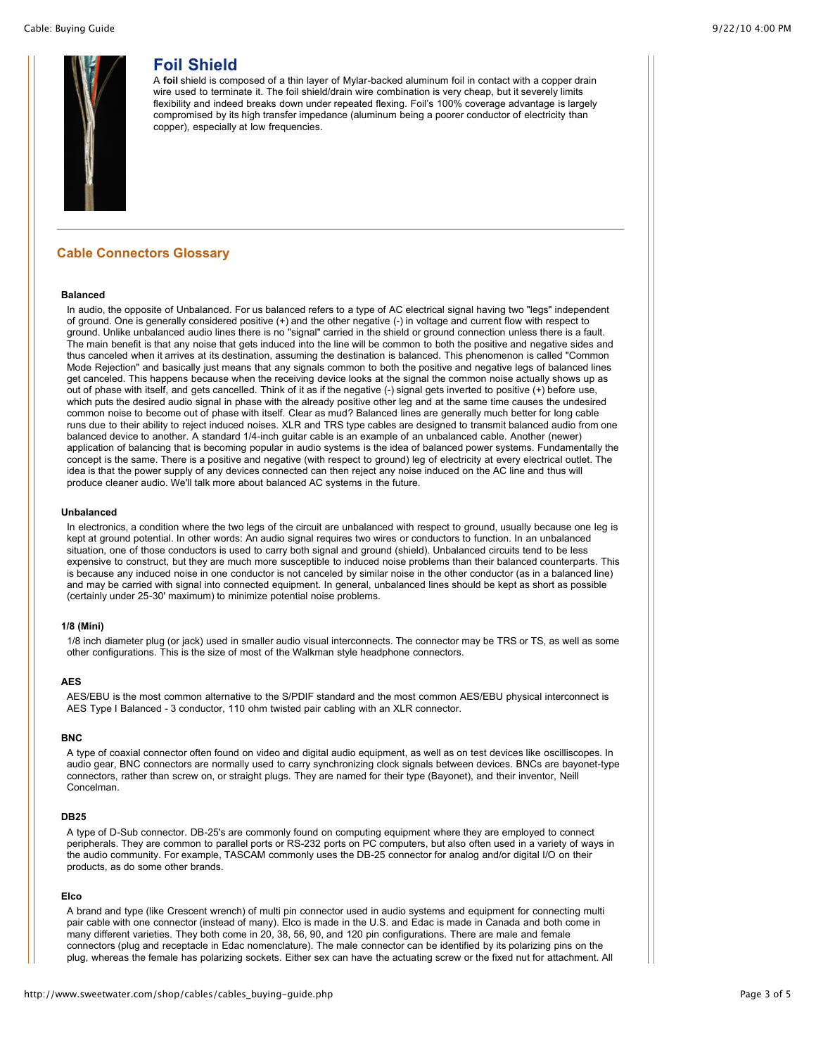## Foil Shield

A **foil** shield is composed of a thin layer of Mylar-backed aluminum foil in contact with a copper drain wire used to terminate it. The foil shield/drain wire combination is very cheap, but it severely limits flexibility and indeed breaks down under repeated flexing. Foil's 100% coverage advantage is largely compromised by its high transfer impedance (aluminum being a poorer conductor of electricity than copper), especially at low frequencies.

---

## Cable Connectors Glossary

#### Balanced

In audio, the opposite of Unbalanced. For us balanced refers to a type of AC electrical signal having two "legs" independent of ground. One is generally considered positive (+) and the other negative (-) in voltage and current flow with respect to ground. Unlike unbalanced audio lines there is no "signal" carried in the shield or ground connection unless there is a fault. The main benefit is that any noise that gets induced into the line will be common to both the positive and negative sides and thus canceled when it arrives at its destination, assuming the destination is balanced. This phenomenon is called "Common Mode Rejection" and basically just means that any signals common to both the positive and negative legs of balanced lines get canceled. This happens because when the receiving device looks at the signal the common noise actually shows up as out of phase with itself, and gets cancelled. Think of it as if the negative (-) signal gets inverted to positive (+) before use, which puts the desired audio signal in phase with the already positive other leg and at the same time causes the undesired common noise to become out of phase with itself. Clear as mud? Balanced lines are generally much better for long cable runs due to their ability to reject induced noises. XLR and TRS type cables are designed to transmit balanced audio from one balanced device to another. A standard 1/4-inch guitar cable is an example of an unbalanced cable. Another (newer) application of balancing that is becoming popular in audio systems is the idea of balanced power systems. Fundamentally the concept is the same. There is a positive and negative (with respect to ground) leg of electricity at every electrical outlet. The idea is that the power supply of any devices connected can then reject any noise induced on the AC line and thus will produce cleaner audio. We'll talk more about balanced AC systems in the future.

#### Unbalanced

In electronics, a condition where the two legs of the circuit are unbalanced with respect to ground, usually because one leg is kept at ground potential. In other words: An audio signal requires two wires or conductors to function. In an unbalanced situation, one of those conductors is used to carry both signal and ground (shield). Unbalanced circuits tend to be less expensive to construct, but they are much more susceptible to induced noise problems than their balanced counterparts. This is because any induced noise in one conductor is not canceled by similar noise in the other conductor (as in a balanced line) and may be carried with signal into connected equipment. In general, unbalanced lines should be kept as short as possible (certainly under 25-30' maximum) to minimize potential noise problems.

#### 1/8 (Mini)

1/8 inch diameter plug (or jack) used in smaller audio visual interconnects. The connector may be TRS or TS, as well as some other configurations. This is the size of most of the Walkman style headphone connectors.

#### AES

AES/EBU is the most common alternative to the S/PDIF standard and the most common AES/EBU physical interconnect is AES Type I Balanced - 3 conductor, 110 ohm twisted pair cabling with an XLR connector.

#### BNC

A type of coaxial connector often found on video and digital audio equipment, as well as on test devices like oscilliscopes. In audio gear, BNC connectors are normally used to carry synchronizing clock signals between devices. BNCs are bayonet-type connectors, rather than screw on, or straight plugs. They are named for their type (Bayonet), and their inventor, Neill Concelman.

#### DB25

A type of D-Sub connector. DB-25's are commonly found on computing equipment where they are employed to connect peripherals. They are common to parallel ports or RS-232 ports on PC computers, but also often used in a variety of ways in the audio community. For example, TASCAM commonly uses the DB-25 connector for analog and/or digital I/O on their products, as do some other brands.

#### Elco

A brand and type (like Crescent wrench) of multi pin connector used in audio systems and equipment for connecting multi pair cable with one connector (instead of many). Elco is made in the U.S. and Edac is made in Canada and both come in many different varieties. They both come in 20, 38, 56, 90, and 120 pin configurations. There are male and female connectors (plug and receptacle in Edac nomenclature). The male connector can be identified by its polarizing pins on the plug, whereas the female has polarizing sockets. Either sex can have the actuating screw or the fixed nut for attachment. All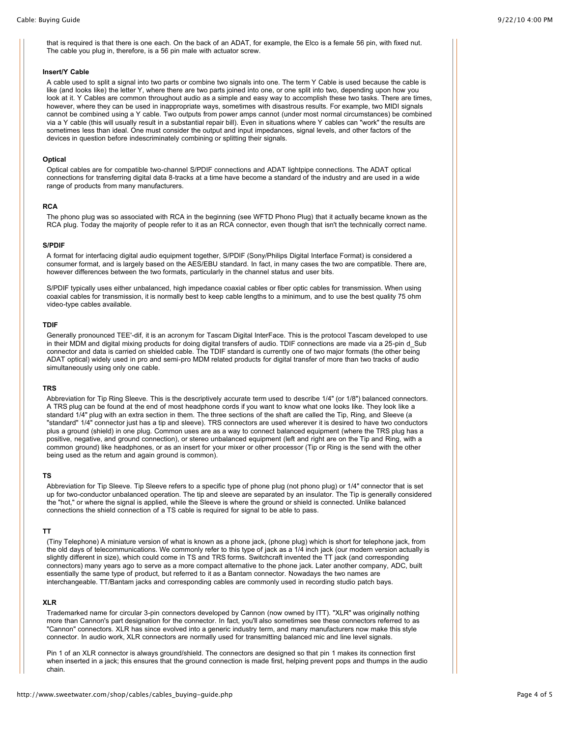that is required is that there is one each. On the back of an ADAT, for example, the Elco is a female 56 pin, with fixed nut. The cable you plug in, therefore, is a 56 pin male with actuator screw.

**Insert/Y Cable**

A cable used to split a signal into two parts or combine two signals into one. The term Y Cable is used because the cable is like (and looks like) the letter Y, where there are two parts joined into one, or one split into two, depending upon how you look at it. Y Cables are common throughout audio as a simple and easy way to accomplish these two tasks. There are times, however, where they can be used in inappropriate ways, sometimes with disastrous results. For example, two MIDI signals cannot be combined using a Y cable. Two outputs from power amps cannot (under most normal circumstances) be combined via a Y cable (this will usually result in a substantial repair bill). Even in situations where Y cables can "work" the results are sometimes less than ideal. One must consider the output and input impedances, signal levels, and other factors of the devices in question before indescriminately combining or splitting their signals.

**Optical**

Optical cables are for compatible two-channel S/PDIF connections and ADAT lightpipe connections. The ADAT optical connections for transferring digital data 8-tracks at a time have become a standard of the industry and are used in a wide range of products from many manufacturers.

**RCA**

The phono plug was so associated with RCA in the beginning (see WFTD Phono Plug) that it actually became known as the RCA plug. Today the majority of people refer to it as an RCA connector, even though that isn't the technically correct name.

**S/PDIF**

A format for interfacing digital audio equipment together, S/PDIF (Sony/Philips Digital Interface Format) is considered a consumer format, and is largely based on the AES/EBU standard. In fact, in many cases the two are compatible. There are, however differences between the two formats, particularly in the channel status and user bits.

S/PDIF typically uses either unbalanced, high impedance coaxial cables or fiber optic cables for transmission. When using coaxial cables for transmission, it is normally best to keep cable lengths to a minimum, and to use the best quality 75 ohm video-type cables available.

**TDIF**

Generally pronounced TEE'-dif, it is an acronym for Tascam Digital InterFace. This is the protocol Tascam developed to use in their MDM and digital mixing products for doing digital transfers of audio. TDIF connections are made via a 25-pin d_Sub connector and data is carried on shielded cable. The TDIF standard is currently one of two major formats (the other being ADAT optical) widely used in pro and semi-pro MDM related products for digital transfer of more than two tracks of audio simultaneously using only one cable.

**TRS**

Abbreviation for Tip Ring Sleeve. This is the descriptively accurate term used to describe 1/4" (or 1/8") balanced connectors. A TRS plug can be found at the end of most headphone cords if you want to know what one looks like. They look like a standard 1/4" plug with an extra section in them. The three sections of the shaft are called the Tip, Ring, and Sleeve (a "standard" 1/4" connector just has a tip and sleeve). TRS connectors are used wherever it is desired to have two conductors plus a ground (shield) in one plug. Common uses are as a way to connect balanced equipment (where the TRS plug has a positive, negative, and ground connection), or stereo unbalanced equipment (left and right are on the Tip and Ring, with a common ground) like headphones, or as an insert for your mixer or other processor (Tip or Ring is the send with the other being used as the return and again ground is common).

**TS**

Abbreviation for Tip Sleeve. Tip Sleeve refers to a specific type of phone plug (not phono plug) or 1/4" connector that is set up for two-conductor unbalanced operation. The tip and sleeve are separated by an insulator. The Tip is generally considered the "hot," or where the signal is applied, while the Sleeve is where the ground or shield is connected. Unlike balanced connections the shield connection of a TS cable is required for signal to be able to pass.

**TT**

(Tiny Telephone) A miniature version of what is known as a phone jack, (phone plug) which is short for telephone jack, from the old days of telecommunications. We commonly refer to this type of jack as a 1/4 inch jack (our modern version actually is slightly different in size), which could come in TS and TRS forms. Switchcraft invented the TT jack (and corresponding connectors) many years ago to serve as a more compact alternative to the phone jack. Later another company, ADC, built essentially the same type of product, but referred to it as a Bantam connector. Nowadays the two names are interchangeable. TT/Bantam jacks and corresponding cables are commonly used in recording studio patch bays.

**XLR**

Trademarked name for circular 3-pin connectors developed by Cannon (now owned by ITT). "XLR" was originally nothing more than Cannon's part designation for the connector. In fact, you'll also sometimes see these connectors referred to as "Cannon" connectors. XLR has since evolved into a generic industry term, and many manufacturers now make this style connector. In audio work, XLR connectors are normally used for transmitting balanced mic and line level signals.

Pin 1 of an XLR connector is always ground/shield. The connectors are designed so that pin 1 makes its connection first when inserted in a jack; this ensures that the ground connection is made first, helping prevent pops and thumps in the audio chain.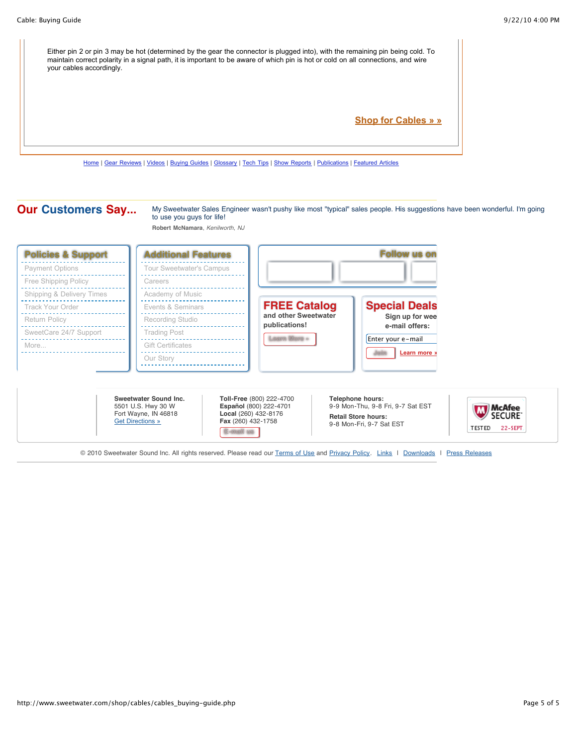Either pin 2 or pin 3 may be hot (determined by the gear the connector is plugged into), with the remaining pin being cold. To maintain correct polarity in a signal path, it is important to be aware of which pin is hot or cold on all connections, and wire your cables accordingly.

**Shop for Cables » »**

Home | Gear Reviews | Videos | Buying Guides | Glossary | Tech Tips | Show Reports | Publications | Featured Articles

## Our Customers Say...

My Sweetwater Sales Engineer wasn't pushy like most "typical" sales people. His suggestions have been wonderful. I'm going to use you guys for life!

**Robert McNamara**, *Kenilworth, NJ*

### Policies & Support

- Payment Options
- Free Shipping Policy
- Shipping & Delivery Times
- Track Your Order
- Return Policy
- SweetCare 24/7 Support
- More...

### Additional Features

- Tour Sweetwater's Campus
- Careers
- Academy of Music
- Events & Seminars
- Recording Studio
- Trading Post
- Gift Certificates
- Our Story

### Follow us on

### FREE Catalog

and other Sweetwater publications!

Learn More »

### Special Deals

Sign up for wee e-mail offers:

Enter your e-mail

Join Learn more »

**Sweetwater Sound Inc.**
5501 U.S. Hwy 30 W
Fort Wayne, IN 46818
Get Directions »

**Toll-Free** (800) 222-4700
**Español** (800) 222-4701
**Local** (260) 432-8176
**Fax** (260) 432-1758
E-mail us

**Telephone hours:**
9-9 Mon-Thu, 9-8 Fri, 9-7 Sat EST

**Retail Store hours:**
9-8 Mon-Fri, 9-7 Sat EST

McAfee SECURE TESTED 22-SEPT

© 2010 Sweetwater Sound Inc. All rights reserved. Please read our Terms of Use and Privacy Policy. Links I Downloads I Press Releases